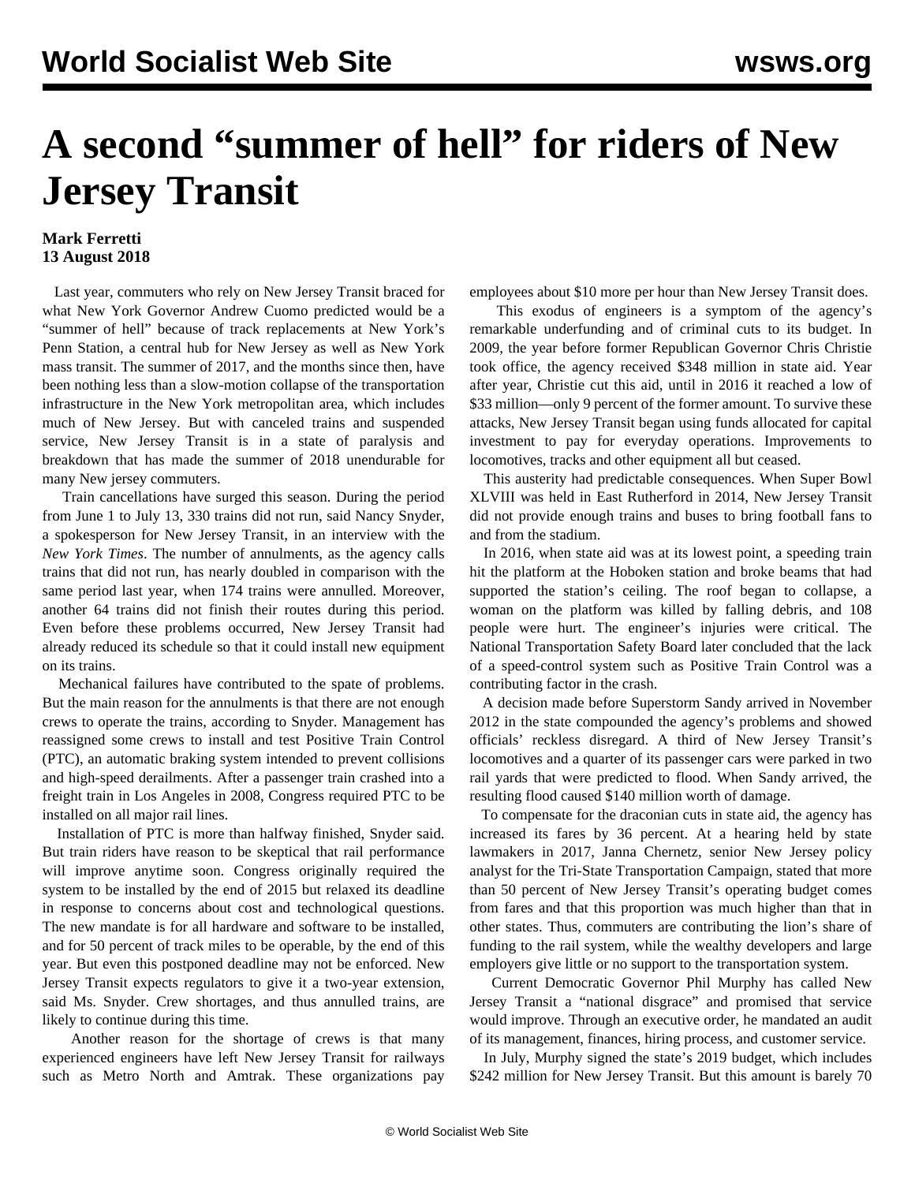# A second "summer of hell" for riders of New Jersey Transit

**Mark Ferretti**
**13 August 2018**

Last year, commuters who rely on New Jersey Transit braced for what New York Governor Andrew Cuomo predicted would be a "summer of hell" because of track replacements at New York's Penn Station, a central hub for New Jersey as well as New York mass transit. The summer of 2017, and the months since then, have been nothing less than a slow-motion collapse of the transportation infrastructure in the New York metropolitan area, which includes much of New Jersey. But with canceled trains and suspended service, New Jersey Transit is in a state of paralysis and breakdown that has made the summer of 2018 unendurable for many New jersey commuters.

Train cancellations have surged this season. During the period from June 1 to July 13, 330 trains did not run, said Nancy Snyder, a spokesperson for New Jersey Transit, in an interview with the *New York Times*. The number of annulments, as the agency calls trains that did not run, has nearly doubled in comparison with the same period last year, when 174 trains were annulled. Moreover, another 64 trains did not finish their routes during this period. Even before these problems occurred, New Jersey Transit had already reduced its schedule so that it could install new equipment on its trains.

Mechanical failures have contributed to the spate of problems. But the main reason for the annulments is that there are not enough crews to operate the trains, according to Snyder. Management has reassigned some crews to install and test Positive Train Control (PTC), an automatic braking system intended to prevent collisions and high-speed derailments. After a passenger train crashed into a freight train in Los Angeles in 2008, Congress required PTC to be installed on all major rail lines.

Installation of PTC is more than halfway finished, Snyder said. But train riders have reason to be skeptical that rail performance will improve anytime soon. Congress originally required the system to be installed by the end of 2015 but relaxed its deadline in response to concerns about cost and technological questions. The new mandate is for all hardware and software to be installed, and for 50 percent of track miles to be operable, by the end of this year. But even this postponed deadline may not be enforced. New Jersey Transit expects regulators to give it a two-year extension, said Ms. Snyder. Crew shortages, and thus annulled trains, are likely to continue during this time.

Another reason for the shortage of crews is that many experienced engineers have left New Jersey Transit for railways such as Metro North and Amtrak. These organizations pay employees about $10 more per hour than New Jersey Transit does.

This exodus of engineers is a symptom of the agency's remarkable underfunding and of criminal cuts to its budget. In 2009, the year before former Republican Governor Chris Christie took office, the agency received $348 million in state aid. Year after year, Christie cut this aid, until in 2016 it reached a low of $33 million—only 9 percent of the former amount. To survive these attacks, New Jersey Transit began using funds allocated for capital investment to pay for everyday operations. Improvements to locomotives, tracks and other equipment all but ceased.

This austerity had predictable consequences. When Super Bowl XLVIII was held in East Rutherford in 2014, New Jersey Transit did not provide enough trains and buses to bring football fans to and from the stadium.

In 2016, when state aid was at its lowest point, a speeding train hit the platform at the Hoboken station and broke beams that had supported the station's ceiling. The roof began to collapse, a woman on the platform was killed by falling debris, and 108 people were hurt. The engineer's injuries were critical. The National Transportation Safety Board later concluded that the lack of a speed-control system such as Positive Train Control was a contributing factor in the crash.

A decision made before Superstorm Sandy arrived in November 2012 in the state compounded the agency's problems and showed officials' reckless disregard. A third of New Jersey Transit's locomotives and a quarter of its passenger cars were parked in two rail yards that were predicted to flood. When Sandy arrived, the resulting flood caused $140 million worth of damage.

To compensate for the draconian cuts in state aid, the agency has increased its fares by 36 percent. At a hearing held by state lawmakers in 2017, Janna Chernetz, senior New Jersey policy analyst for the Tri-State Transportation Campaign, stated that more than 50 percent of New Jersey Transit's operating budget comes from fares and that this proportion was much higher than that in other states. Thus, commuters are contributing the lion's share of funding to the rail system, while the wealthy developers and large employers give little or no support to the transportation system.

Current Democratic Governor Phil Murphy has called New Jersey Transit a "national disgrace" and promised that service would improve. Through an executive order, he mandated an audit of its management, finances, hiring process, and customer service.

In July, Murphy signed the state's 2019 budget, which includes $242 million for New Jersey Transit. But this amount is barely 70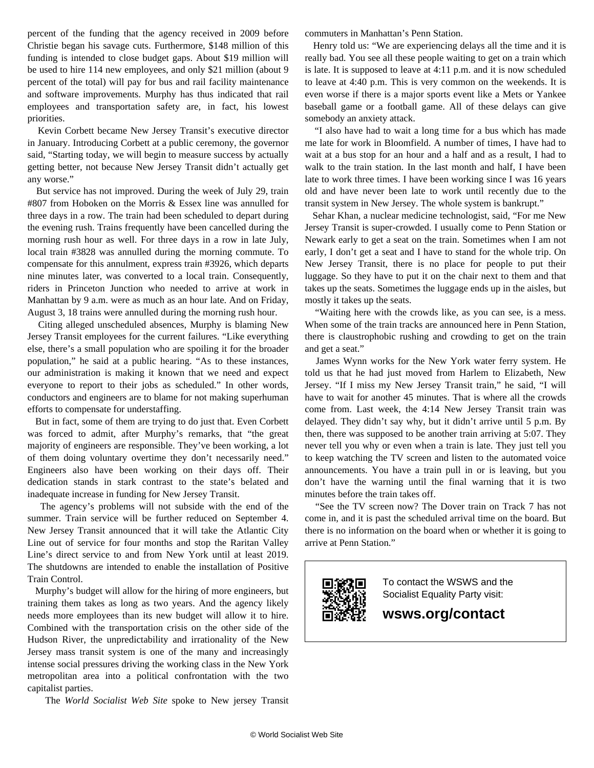percent of the funding that the agency received in 2009 before Christie began his savage cuts. Furthermore, $148 million of this funding is intended to close budget gaps. About $19 million will be used to hire 114 new employees, and only $21 million (about 9 percent of the total) will pay for bus and rail facility maintenance and software improvements. Murphy has thus indicated that rail employees and transportation safety are, in fact, his lowest priorities.

Kevin Corbett became New Jersey Transit's executive director in January. Introducing Corbett at a public ceremony, the governor said, "Starting today, we will begin to measure success by actually getting better, not because New Jersey Transit didn't actually get any worse."

But service has not improved. During the week of July 29, train #807 from Hoboken on the Morris & Essex line was annulled for three days in a row. The train had been scheduled to depart during the evening rush. Trains frequently have been cancelled during the morning rush hour as well. For three days in a row in late July, local train #3828 was annulled during the morning commute. To compensate for this annulment, express train #3926, which departs nine minutes later, was converted to a local train. Consequently, riders in Princeton Junction who needed to arrive at work in Manhattan by 9 a.m. were as much as an hour late. And on Friday, August 3, 18 trains were annulled during the morning rush hour.

Citing alleged unscheduled absences, Murphy is blaming New Jersey Transit employees for the current failures. "Like everything else, there's a small population who are spoiling it for the broader population," he said at a public hearing. "As to these instances, our administration is making it known that we need and expect everyone to report to their jobs as scheduled." In other words, conductors and engineers are to blame for not making superhuman efforts to compensate for understaffing.

But in fact, some of them are trying to do just that. Even Corbett was forced to admit, after Murphy's remarks, that "the great majority of engineers are responsible. They've been working, a lot of them doing voluntary overtime they don't necessarily need." Engineers also have been working on their days off. Their dedication stands in stark contrast to the state's belated and inadequate increase in funding for New Jersey Transit.

The agency's problems will not subside with the end of the summer. Train service will be further reduced on September 4. New Jersey Transit announced that it will take the Atlantic City Line out of service for four months and stop the Raritan Valley Line's direct service to and from New York until at least 2019. The shutdowns are intended to enable the installation of Positive Train Control.

Murphy's budget will allow for the hiring of more engineers, but training them takes as long as two years. And the agency likely needs more employees than its new budget will allow it to hire. Combined with the transportation crisis on the other side of the Hudson River, the unpredictability and irrationality of the New Jersey mass transit system is one of the many and increasingly intense social pressures driving the working class in the New York metropolitan area into a political confrontation with the two capitalist parties.

The *World Socialist Web Site* spoke to New jersey Transit commuters in Manhattan's Penn Station.

Henry told us: "We are experiencing delays all the time and it is really bad. You see all these people waiting to get on a train which is late. It is supposed to leave at 4:11 p.m. and it is now scheduled to leave at 4:40 p.m. This is very common on the weekends. It is even worse if there is a major sports event like a Mets or Yankee baseball game or a football game. All of these delays can give somebody an anxiety attack.

"I also have had to wait a long time for a bus which has made me late for work in Bloomfield. A number of times, I have had to wait at a bus stop for an hour and a half and as a result, I had to walk to the train station. In the last month and half, I have been late to work three times. I have been working since I was 16 years old and have never been late to work until recently due to the transit system in New Jersey. The whole system is bankrupt."

Sehar Khan, a nuclear medicine technologist, said, "For me New Jersey Transit is super-crowded. I usually come to Penn Station or Newark early to get a seat on the train. Sometimes when I am not early, I don't get a seat and I have to stand for the whole trip. On New Jersey Transit, there is no place for people to put their luggage. So they have to put it on the chair next to them and that takes up the seats. Sometimes the luggage ends up in the aisles, but mostly it takes up the seats.

"Waiting here with the crowds like, as you can see, is a mess. When some of the train tracks are announced here in Penn Station, there is claustrophobic rushing and crowding to get on the train and get a seat."

James Wynn works for the New York water ferry system. He told us that he had just moved from Harlem to Elizabeth, New Jersey. "If I miss my New Jersey Transit train," he said, "I will have to wait for another 45 minutes. That is where all the crowds come from. Last week, the 4:14 New Jersey Transit train was delayed. They didn't say why, but it didn't arrive until 5 p.m. By then, there was supposed to be another train arriving at 5:07. They never tell you why or even when a train is late. They just tell you to keep watching the TV screen and listen to the automated voice announcements. You have a train pull in or is leaving, but you don't have the warning until the final warning that it is two minutes before the train takes off.

"See the TV screen now? The Dover train on Track 7 has not come in, and it is past the scheduled arrival time on the board. But there is no information on the board when or whether it is going to arrive at Penn Station."

To contact the WSWS and the Socialist Equality Party visit:

**wsws.org/contact**